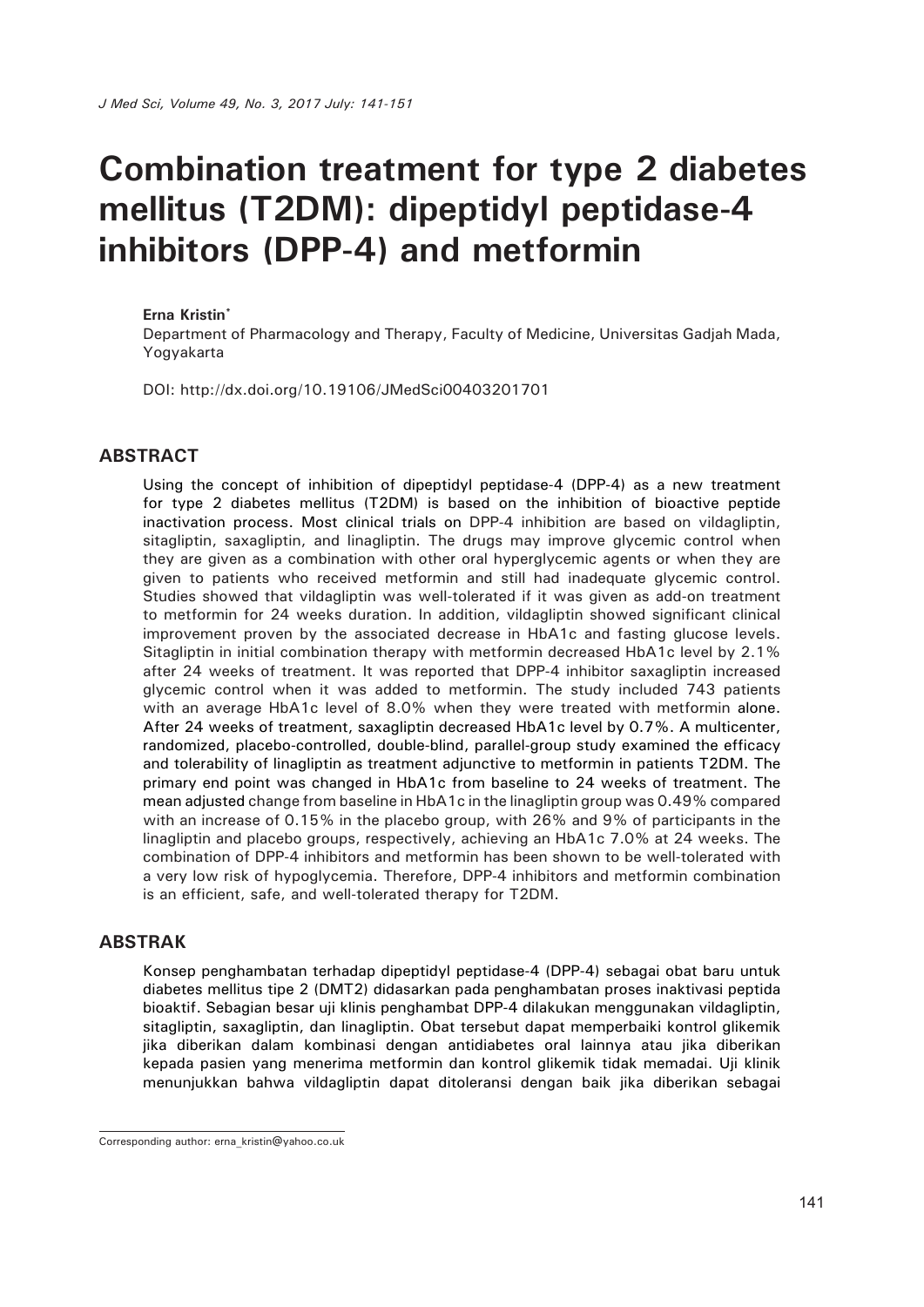# Combination treatment for type 2 diabetes mellitus (T2DM): dipeptidyl peptidase-4 inhibitors (DPP-4) and metformin

**Erna Kristin***

Department of Pharmacology and Therapy, Faculty of Medicine, Universitas Gadjah Mada, Yogyakarta

DOI: http://dx.doi.org/10.19106/JMedSci00403201701

## ABSTRACT

Using the concept of inhibition of dipeptidyl peptidase-4 (DPP-4) as a new treatment for type 2 diabetes mellitus (T2DM) is based on the inhibition of bioactive peptide inactivation process. Most clinical trials on DPP-4 inhibition are based on vildagliptin, sitagliptin, saxagliptin, and linagliptin. The drugs may improve glycemic control when they are given as a combination with other oral hyperglycemic agents or when they are given to patients who received metformin and still had inadequate glycemic control. Studies showed that vildagliptin was well-tolerated if it was given as add-on treatment to metformin for 24 weeks duration. In addition, vildagliptin showed significant clinical improvement proven by the associated decrease in HbA1c and fasting glucose levels. Sitagliptin in initial combination therapy with metformin decreased HbA1c level by 2.1% after 24 weeks of treatment. It was reported that DPP-4 inhibitor saxagliptin increased glycemic control when it was added to metformin. The study included 743 patients with an average HbA1c level of 8.0% when they were treated with metformin alone. After 24 weeks of treatment, saxagliptin decreased HbA1c level by 0.7%. A multicenter, randomized, placebo-controlled, double-blind, parallel-group study examined the efficacy and tolerability of linagliptin as treatment adjunctive to metformin in patients T2DM. The primary end point was changed in HbA1c from baseline to 24 weeks of treatment. The mean adjusted change from baseline in HbA1c in the linagliptin group was 0.49% compared with an increase of 0.15% in the placebo group, with 26% and 9% of participants in the linagliptin and placebo groups, respectively, achieving an HbA1c 7.0% at 24 weeks. The combination of DPP-4 inhibitors and metformin has been shown to be well-tolerated with a very low risk of hypoglycemia. Therefore, DPP-4 inhibitors and metformin combination is an efficient, safe, and well-tolerated therapy for T2DM.

## ABSTRAK

Konsep penghambatan terhadap dipeptidyl peptidase-4 (DPP-4) sebagai obat baru untuk diabetes mellitus tipe 2 (DMT2) didasarkan pada penghambatan proses inaktivasi peptida bioaktif. Sebagian besar uji klinis penghambat DPP-4 dilakukan menggunakan vildagliptin, sitagliptin, saxagliptin, dan linagliptin. Obat tersebut dapat memperbaiki kontrol glikemik jika diberikan dalam kombinasi dengan antidiabetes oral lainnya atau jika diberikan kepada pasien yang menerima metformin dan kontrol glikemik tidak memadai. Uji klinik menunjukkan bahwa vildagliptin dapat ditoleransi dengan baik jika diberikan sebagai

---

Corresponding author: erna_kristin@yahoo.co.uk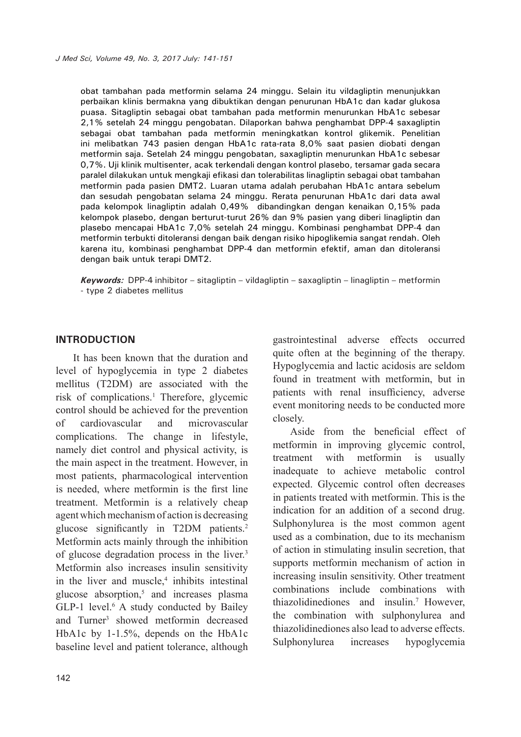obat tambahan pada metformin selama 24 minggu. Selain itu vildagliptin menunjukkan perbaikan klinis bermakna yang dibuktikan dengan penurunan HbA1c dan kadar glukosa puasa. Sitagliptin sebagai obat tambahan pada metformin menurunkan HbA1c sebesar 2,1% setelah 24 minggu pengobatan. Dilaporkan bahwa penghambat DPP-4 saxagliptin sebagai obat tambahan pada metformin meningkatkan kontrol glikemik. Penelitian ini melibatkan 743 pasien dengan HbA1c rata-rata 8,0% saat pasien diobati dengan metformin saja. Setelah 24 minggu pengobatan, saxagliptin menurunkan HbA1c sebesar 0,7%. Uji klinik multisenter, acak terkendali dengan kontrol plasebo, tersamar gada secara paralel dilakukan untuk mengkaji efikasi dan tolerabilitas linagliptin sebagai obat tambahan metformin pada pasien DMT2. Luaran utama adalah perubahan HbA1c antara sebelum dan sesudah pengobatan selama 24 minggu. Rerata penurunan HbA1c dari data awal pada kelompok linagliptin adalah 0,49% dibandingkan dengan kenaikan 0,15% pada kelompok plasebo, dengan berturut-turut 26% dan 9% pasien yang diberi linagliptin dan plasebo mencapai HbA1c 7,0% setelah 24 minggu. Kombinasi penghambat DPP-4 dan metformin terbukti ditoleransi dengan baik dengan risiko hipoglikemia sangat rendah. Oleh karena itu, kombinasi penghambat DPP-4 dan metformin efektif, aman dan ditoleransi dengan baik untuk terapi DMT2.

***Keywords:*** DPP-4 inhibitor – sitagliptin – vildagliptin – saxagliptin – linagliptin – metformin - type 2 diabetes mellitus

## INTRODUCTION

It has been known that the duration and level of hypoglycemia in type 2 diabetes mellitus (T2DM) are associated with the risk of complications.[1] Therefore, glycemic control should be achieved for the prevention of cardiovascular and microvascular complications. The change in lifestyle, namely diet control and physical activity, is the main aspect in the treatment. However, in most patients, pharmacological intervention is needed, where metformin is the first line treatment. Metformin is a relatively cheap agent which mechanism of action is decreasing glucose significantly in T2DM patients.[2] Metformin acts mainly through the inhibition of glucose degradation process in the liver.[3] Metformin also increases insulin sensitivity in the liver and muscle,[4] inhibits intestinal glucose absorption,[5] and increases plasma GLP-1 level.[6] A study conducted by Bailey and Turner[3] showed metformin decreased HbA1c by 1-1.5%, depends on the HbA1c baseline level and patient tolerance, although gastrointestinal adverse effects occurred quite often at the beginning of the therapy. Hypoglycemia and lactic acidosis are seldom found in treatment with metformin, but in patients with renal insufficiency, adverse event monitoring needs to be conducted more closely.

Aside from the beneficial effect of metformin in improving glycemic control, treatment with metformin is usually inadequate to achieve metabolic control expected. Glycemic control often decreases in patients treated with metformin. This is the indication for an addition of a second drug. Sulphonylurea is the most common agent used as a combination, due to its mechanism of action in stimulating insulin secretion, that supports metformin mechanism of action in increasing insulin sensitivity. Other treatment combinations include combinations with thiazolidinediones and insulin.[7] However, the combination with sulphonylurea and thiazolidinediones also lead to adverse effects. Sulphonylurea increases hypoglycemia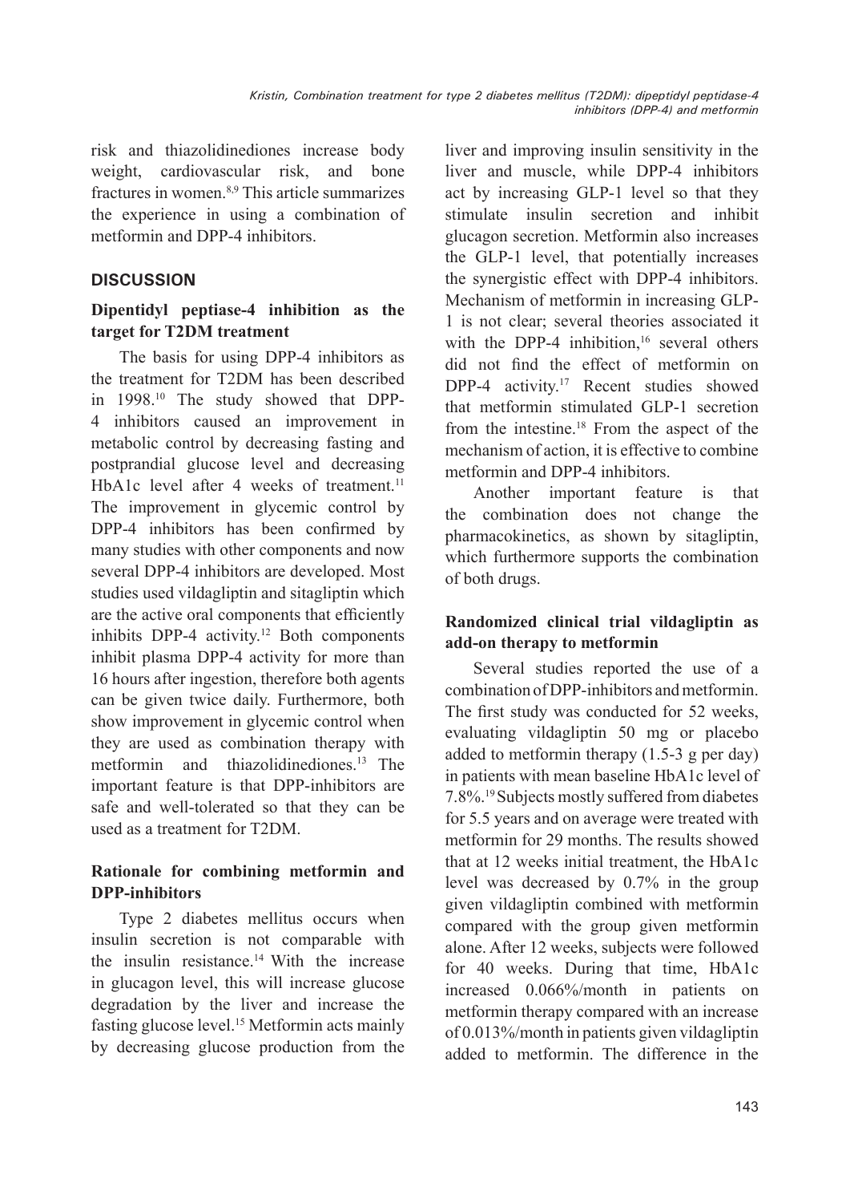risk and thiazolidinediones increase body weight, cardiovascular risk, and bone fractures in women.[8,9] This article summarizes the experience in using a combination of metformin and DPP-4 inhibitors.

## DISCUSSION

### Dipentidyl peptiase-4 inhibition as the target for T2DM treatment

The basis for using DPP-4 inhibitors as the treatment for T2DM has been described in 1998.[10] The study showed that DPP-4 inhibitors caused an improvement in metabolic control by decreasing fasting and postprandial glucose level and decreasing HbA1c level after 4 weeks of treatment.[11] The improvement in glycemic control by DPP-4 inhibitors has been confirmed by many studies with other components and now several DPP-4 inhibitors are developed. Most studies used vildagliptin and sitagliptin which are the active oral components that efficiently inhibits DPP-4 activity.[12] Both components inhibit plasma DPP-4 activity for more than 16 hours after ingestion, therefore both agents can be given twice daily. Furthermore, both show improvement in glycemic control when they are used as combination therapy with metformin and thiazolidinediones.[13] The important feature is that DPP-inhibitors are safe and well-tolerated so that they can be used as a treatment for T2DM.

### Rationale for combining metformin and DPP-inhibitors

Type 2 diabetes mellitus occurs when insulin secretion is not comparable with the insulin resistance.[14] With the increase in glucagon level, this will increase glucose degradation by the liver and increase the fasting glucose level.[15] Metformin acts mainly by decreasing glucose production from the liver and improving insulin sensitivity in the liver and muscle, while DPP-4 inhibitors act by increasing GLP-1 level so that they stimulate insulin secretion and inhibit glucagon secretion. Metformin also increases the GLP-1 level, that potentially increases the synergistic effect with DPP-4 inhibitors. Mechanism of metformin in increasing GLP-1 is not clear; several theories associated it with the DPP-4 inhibition,[16] several others did not find the effect of metformin on DPP-4 activity.[17] Recent studies showed that metformin stimulated GLP-1 secretion from the intestine.[18] From the aspect of the mechanism of action, it is effective to combine metformin and DPP-4 inhibitors.

Another important feature is that the combination does not change the pharmacokinetics, as shown by sitagliptin, which furthermore supports the combination of both drugs.

### Randomized clinical trial vildagliptin as add-on therapy to metformin

Several studies reported the use of a combination of DPP-inhibitors and metformin. The first study was conducted for 52 weeks, evaluating vildagliptin 50 mg or placebo added to metformin therapy (1.5-3 g per day) in patients with mean baseline HbA1c level of 7.8%.[19] Subjects mostly suffered from diabetes for 5.5 years and on average were treated with metformin for 29 months. The results showed that at 12 weeks initial treatment, the HbA1c level was decreased by 0.7% in the group given vildagliptin combined with metformin compared with the group given metformin alone. After 12 weeks, subjects were followed for 40 weeks. During that time, HbA1c increased 0.066%/month in patients on metformin therapy compared with an increase of 0.013%/month in patients given vildagliptin added to metformin. The difference in the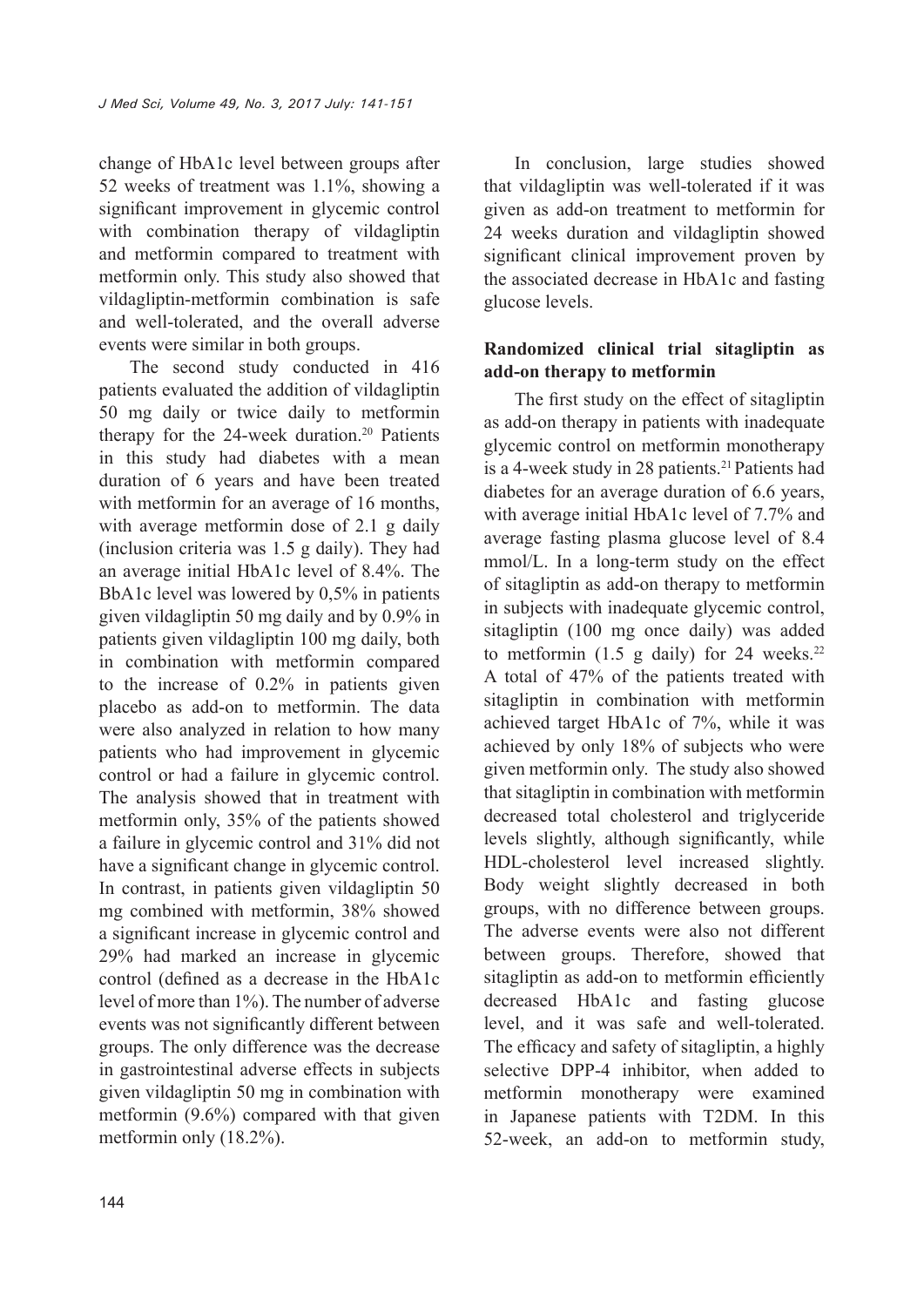change of HbA1c level between groups after 52 weeks of treatment was 1.1%, showing a significant improvement in glycemic control with combination therapy of vildagliptin and metformin compared to treatment with metformin only. This study also showed that vildagliptin-metformin combination is safe and well-tolerated, and the overall adverse events were similar in both groups.

The second study conducted in 416 patients evaluated the addition of vildagliptin 50 mg daily or twice daily to metformin therapy for the 24-week duration.[20] Patients in this study had diabetes with a mean duration of 6 years and have been treated with metformin for an average of 16 months, with average metformin dose of 2.1 g daily (inclusion criteria was 1.5 g daily). They had an average initial HbA1c level of 8.4%. The BbA1c level was lowered by 0,5% in patients given vildagliptin 50 mg daily and by 0.9% in patients given vildagliptin 100 mg daily, both in combination with metformin compared to the increase of 0.2% in patients given placebo as add-on to metformin. The data were also analyzed in relation to how many patients who had improvement in glycemic control or had a failure in glycemic control. The analysis showed that in treatment with metformin only, 35% of the patients showed a failure in glycemic control and 31% did not have a significant change in glycemic control. In contrast, in patients given vildagliptin 50 mg combined with metformin, 38% showed a significant increase in glycemic control and 29% had marked an increase in glycemic control (defined as a decrease in the HbA1c level of more than 1%). The number of adverse events was not significantly different between groups. The only difference was the decrease in gastrointestinal adverse effects in subjects given vildagliptin 50 mg in combination with metformin (9.6%) compared with that given metformin only (18.2%).

In conclusion, large studies showed that vildagliptin was well-tolerated if it was given as add-on treatment to metformin for 24 weeks duration and vildagliptin showed significant clinical improvement proven by the associated decrease in HbA1c and fasting glucose levels.

**Randomized clinical trial sitagliptin as add-on therapy to metformin**

The first study on the effect of sitagliptin as add-on therapy in patients with inadequate glycemic control on metformin monotherapy is a 4-week study in 28 patients.[21] Patients had diabetes for an average duration of 6.6 years, with average initial HbA1c level of 7.7% and average fasting plasma glucose level of 8.4 mmol/L. In a long-term study on the effect of sitagliptin as add-on therapy to metformin in subjects with inadequate glycemic control, sitagliptin (100 mg once daily) was added to metformin (1.5 g daily) for 24 weeks.[22] A total of 47% of the patients treated with sitagliptin in combination with metformin achieved target HbA1c of 7%, while it was achieved by only 18% of subjects who were given metformin only. The study also showed that sitagliptin in combination with metformin decreased total cholesterol and triglyceride levels slightly, although significantly, while HDL-cholesterol level increased slightly. Body weight slightly decreased in both groups, with no difference between groups. The adverse events were also not different between groups. Therefore, showed that sitagliptin as add-on to metformin efficiently decreased HbA1c and fasting glucose level, and it was safe and well-tolerated. The efficacy and safety of sitagliptin, a highly selective DPP-4 inhibitor, when added to metformin monotherapy were examined in Japanese patients with T2DM. In this 52-week, an add-on to metformin study,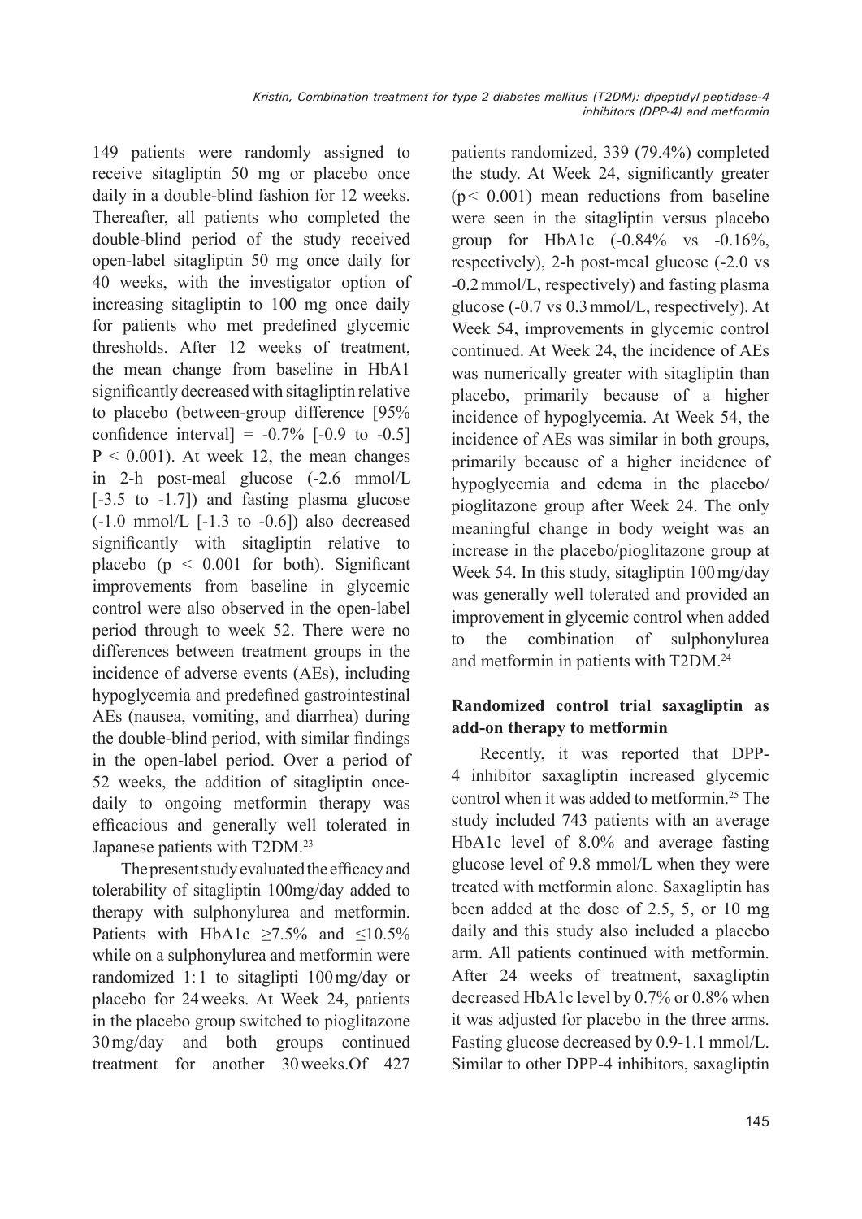149 patients were randomly assigned to receive sitagliptin 50 mg or placebo once daily in a double-blind fashion for 12 weeks. Thereafter, all patients who completed the double-blind period of the study received open-label sitagliptin 50 mg once daily for 40 weeks, with the investigator option of increasing sitagliptin to 100 mg once daily for patients who met predefined glycemic thresholds. After 12 weeks of treatment, the mean change from baseline in HbA1 significantly decreased with sitagliptin relative to placebo (between-group difference [95% confidence interval] = -0.7% [-0.9 to -0.5] $P < 0.001$). At week 12, the mean changes in 2-h post-meal glucose (-2.6 mmol/L [-3.5 to -1.7]) and fasting plasma glucose (-1.0 mmol/L [-1.3 to -0.6]) also decreased significantly with sitagliptin relative to placebo ($p < 0.001$ for both). Significant improvements from baseline in glycemic control were also observed in the open-label period through to week 52. There were no differences between treatment groups in the incidence of adverse events (AEs), including hypoglycemia and predefined gastrointestinal AEs (nausea, vomiting, and diarrhea) during the double-blind period, with similar findings in the open-label period. Over a period of 52 weeks, the addition of sitagliptin once-daily to ongoing metformin therapy was efficacious and generally well tolerated in Japanese patients with T2DM.[23]

The present study evaluated the efficacy and tolerability of sitagliptin 100mg/day added to therapy with sulphonylurea and metformin. Patients with HbA1c ≥7.5% and ≤10.5% while on a sulphonylurea and metformin were randomized 1:1 to sitaglipti 100mg/day or placebo for 24 weeks. At Week 24, patients in the placebo group switched to pioglitazone 30mg/day and both groups continued treatment for another 30 weeks.Of 427 patients randomized, 339 (79.4%) completed the study. At Week 24, significantly greater ($p < 0.001$) mean reductions from baseline were seen in the sitagliptin versus placebo group for HbA1c (-0.84% vs -0.16%, respectively), 2-h post-meal glucose (-2.0 vs -0.2 mmol/L, respectively) and fasting plasma glucose (-0.7 vs 0.3 mmol/L, respectively). At Week 54, improvements in glycemic control continued. At Week 24, the incidence of AEs was numerically greater with sitagliptin than placebo, primarily because of a higher incidence of hypoglycemia. At Week 54, the incidence of AEs was similar in both groups, primarily because of a higher incidence of hypoglycemia and edema in the placebo/pioglitazone group after Week 24. The only meaningful change in body weight was an increase in the placebo/pioglitazone group at Week 54. In this study, sitagliptin 100mg/day was generally well tolerated and provided an improvement in glycemic control when added to the combination of sulphonylurea and metformin in patients with T2DM.[24]

### Randomized control trial saxagliptin as add-on therapy to metformin

Recently, it was reported that DPP-4 inhibitor saxagliptin increased glycemic control when it was added to metformin.[25] The study included 743 patients with an average HbA1c level of 8.0% and average fasting glucose level of 9.8 mmol/L when they were treated with metformin alone. Saxagliptin has been added at the dose of 2.5, 5, or 10 mg daily and this study also included a placebo arm. All patients continued with metformin. After 24 weeks of treatment, saxagliptin decreased HbA1c level by 0.7% or 0.8% when it was adjusted for placebo in the three arms. Fasting glucose decreased by 0.9-1.1 mmol/L. Similar to other DPP-4 inhibitors, saxagliptin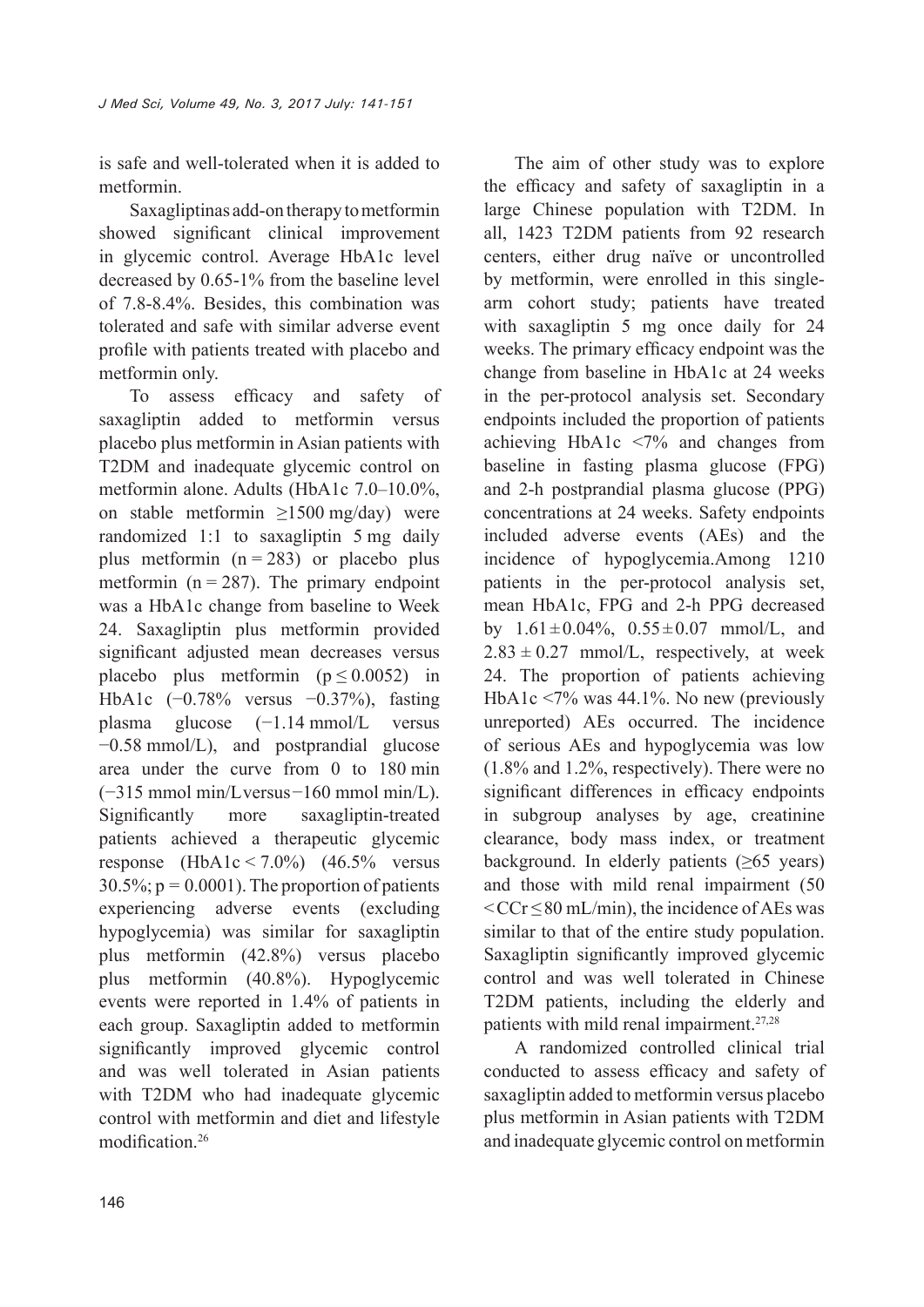is safe and well-tolerated when it is added to metformin.

Saxagliptinas add-on therapy to metformin showed significant clinical improvement in glycemic control. Average HbA1c level decreased by 0.65-1% from the baseline level of 7.8-8.4%. Besides, this combination was tolerated and safe with similar adverse event profile with patients treated with placebo and metformin only.

To assess efficacy and safety of saxagliptin added to metformin versus placebo plus metformin in Asian patients with T2DM and inadequate glycemic control on metformin alone. Adults (HbA1c 7.0–10.0%, on stable metformin $\geq$1500 mg/day) were randomized 1:1 to saxagliptin 5 mg daily plus metformin ($n = 283$) or placebo plus metformin ($n = 287$). The primary endpoint was a HbA1c change from baseline to Week 24. Saxagliptin plus metformin provided significant adjusted mean decreases versus placebo plus metformin ($p \leq 0.0052$) in HbA1c (−0.78% versus −0.37%), fasting plasma glucose (−1.14 mmol/L versus −0.58 mmol/L), and postprandial glucose area under the curve from 0 to 180 min (−315 mmol min/L versus −160 mmol min/L). Significantly more saxagliptin-treated patients achieved a therapeutic glycemic response (HbA1c < 7.0%) (46.5% versus 30.5%; $p = 0.0001$). The proportion of patients experiencing adverse events (excluding hypoglycemia) was similar for saxagliptin plus metformin (42.8%) versus placebo plus metformin (40.8%). Hypoglycemic events were reported in 1.4% of patients in each group. Saxagliptin added to metformin significantly improved glycemic control and was well tolerated in Asian patients with T2DM who had inadequate glycemic control with metformin and diet and lifestyle modification.[26]

The aim of other study was to explore the efficacy and safety of saxagliptin in a large Chinese population with T2DM. In all, 1423 T2DM patients from 92 research centers, either drug naïve or uncontrolled by metformin, were enrolled in this single-arm cohort study; patients have treated with saxagliptin 5 mg once daily for 24 weeks. The primary efficacy endpoint was the change from baseline in HbA1c at 24 weeks in the per-protocol analysis set. Secondary endpoints included the proportion of patients achieving HbA1c <7% and changes from baseline in fasting plasma glucose (FPG) and 2-h postprandial plasma glucose (PPG) concentrations at 24 weeks. Safety endpoints included adverse events (AEs) and the incidence of hypoglycemia.Among 1210 patients in the per-protocol analysis set, mean HbA1c, FPG and 2-h PPG decreased by $1.61 \pm 0.04$%, $0.55 \pm 0.07$ mmol/L, and $2.83 \pm 0.27$ mmol/L, respectively, at week 24. The proportion of patients achieving HbA1c <7% was 44.1%. No new (previously unreported) AEs occurred. The incidence of serious AEs and hypoglycemia was low (1.8% and 1.2%, respectively). There were no significant differences in efficacy endpoints in subgroup analyses by age, creatinine clearance, body mass index, or treatment background. In elderly patients ($\geq$65 years) and those with mild renal impairment ($50 < CCr \leq 80$ mL/min), the incidence of AEs was similar to that of the entire study population. Saxagliptin significantly improved glycemic control and was well tolerated in Chinese T2DM patients, including the elderly and patients with mild renal impairment.[27,28]

A randomized controlled clinical trial conducted to assess efficacy and safety of saxagliptin added to metformin versus placebo plus metformin in Asian patients with T2DM and inadequate glycemic control on metformin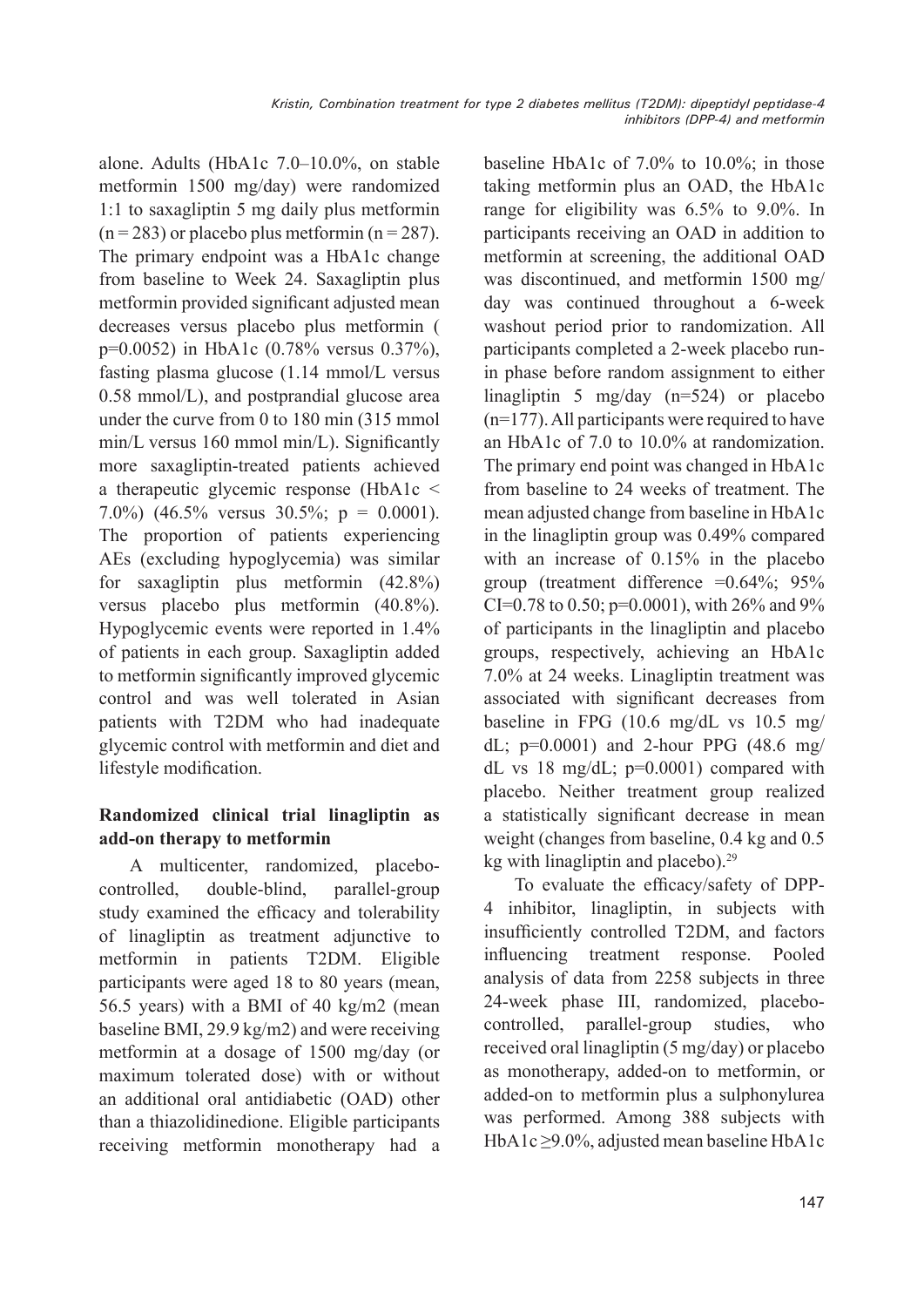alone. Adults (HbA1c 7.0–10.0%, on stable metformin 1500 mg/day) were randomized 1:1 to saxagliptin 5 mg daily plus metformin (n = 283) or placebo plus metformin (n = 287). The primary endpoint was a HbA1c change from baseline to Week 24. Saxagliptin plus metformin provided significant adjusted mean decreases versus placebo plus metformin ( p=0.0052) in HbA1c (0.78% versus 0.37%), fasting plasma glucose (1.14 mmol/L versus 0.58 mmol/L), and postprandial glucose area under the curve from 0 to 180 min (315 mmol min/L versus 160 mmol min/L). Significantly more saxagliptin-treated patients achieved a therapeutic glycemic response (HbA1c < 7.0%) (46.5% versus 30.5%; p = 0.0001). The proportion of patients experiencing AEs (excluding hypoglycemia) was similar for saxagliptin plus metformin (42.8%) versus placebo plus metformin (40.8%). Hypoglycemic events were reported in 1.4% of patients in each group. Saxagliptin added to metformin significantly improved glycemic control and was well tolerated in Asian patients with T2DM who had inadequate glycemic control with metformin and diet and lifestyle modification.

## Randomized clinical trial linagliptin as add-on therapy to metformin

A multicenter, randomized, placebo-controlled, double-blind, parallel-group study examined the efficacy and tolerability of linagliptin as treatment adjunctive to metformin in patients T2DM. Eligible participants were aged 18 to 80 years (mean, 56.5 years) with a BMI of 40 kg/m2 (mean baseline BMI, 29.9 kg/m2) and were receiving metformin at a dosage of 1500 mg/day (or maximum tolerated dose) with or without an additional oral antidiabetic (OAD) other than a thiazolidinedione. Eligible participants receiving metformin monotherapy had a baseline HbA1c of 7.0% to 10.0%; in those taking metformin plus an OAD, the HbA1c range for eligibility was 6.5% to 9.0%. In participants receiving an OAD in addition to metformin at screening, the additional OAD was discontinued, and metformin 1500 mg/day was continued throughout a 6-week washout period prior to randomization. All participants completed a 2-week placebo run-in phase before random assignment to either linagliptin 5 mg/day (n=524) or placebo (n=177). All participants were required to have an HbA1c of 7.0 to 10.0% at randomization. The primary end point was changed in HbA1c from baseline to 24 weeks of treatment. The mean adjusted change from baseline in HbA1c in the linagliptin group was 0.49% compared with an increase of 0.15% in the placebo group (treatment difference =0.64%; 95% CI=0.78 to 0.50; p=0.0001), with 26% and 9% of participants in the linagliptin and placebo groups, respectively, achieving an HbA1c 7.0% at 24 weeks. Linagliptin treatment was associated with significant decreases from baseline in FPG (10.6 mg/dL vs 10.5 mg/dL; p=0.0001) and 2-hour PPG (48.6 mg/dL vs 18 mg/dL; p=0.0001) compared with placebo. Neither treatment group realized a statistically significant decrease in mean weight (changes from baseline, 0.4 kg and 0.5 kg with linagliptin and placebo).[29]

To evaluate the efficacy/safety of DPP-4 inhibitor, linagliptin, in subjects with insufficiently controlled T2DM, and factors influencing treatment response. Pooled analysis of data from 2258 subjects in three 24-week phase III, randomized, placebo-controlled, parallel-group studies, who received oral linagliptin (5 mg/day) or placebo as monotherapy, added-on to metformin, or added-on to metformin plus a sulphonylurea was performed. Among 388 subjects with HbA1c ≥9.0%, adjusted mean baseline HbA1c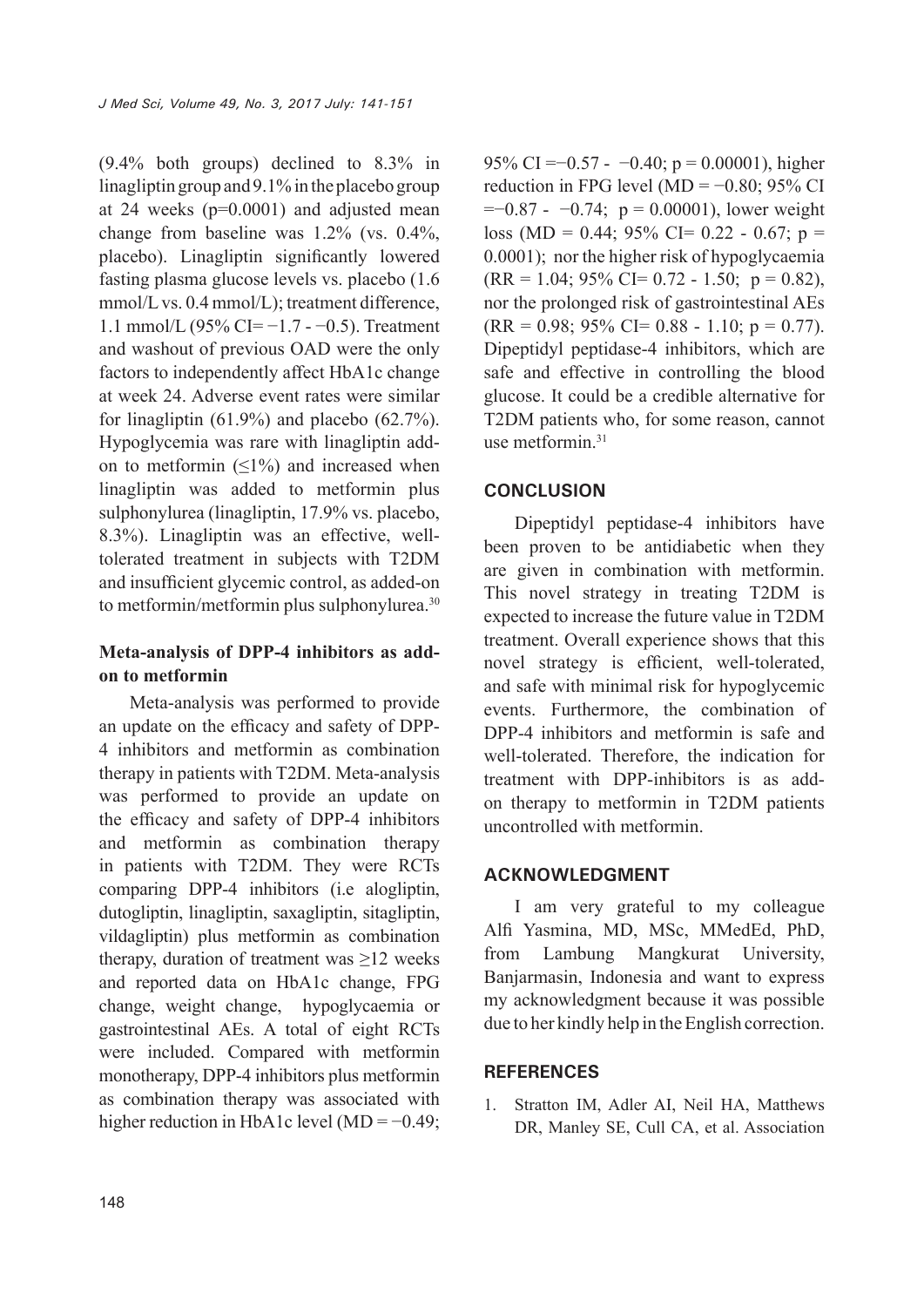(9.4% both groups) declined to 8.3% in linagliptin group and 9.1% in the placebo group at 24 weeks (p=0.0001) and adjusted mean change from baseline was 1.2% (vs. 0.4%, placebo). Linagliptin significantly lowered fasting plasma glucose levels vs. placebo (1.6 mmol/L vs. 0.4 mmol/L); treatment difference, 1.1 mmol/L (95% CI= −1.7 - −0.5). Treatment and washout of previous OAD were the only factors to independently affect HbA1c change at week 24. Adverse event rates were similar for linagliptin (61.9%) and placebo (62.7%). Hypoglycemia was rare with linagliptin add-on to metformin (≤1%) and increased when linagliptin was added to metformin plus sulphonylurea (linagliptin, 17.9% vs. placebo, 8.3%). Linagliptin was an effective, well-tolerated treatment in subjects with T2DM and insufficient glycemic control, as added-on to metformin/metformin plus sulphonylurea.[30]

### Meta-analysis of DPP-4 inhibitors as add-on to metformin

Meta-analysis was performed to provide an update on the efficacy and safety of DPP-4 inhibitors and metformin as combination therapy in patients with T2DM. Meta-analysis was performed to provide an update on the efficacy and safety of DPP-4 inhibitors and metformin as combination therapy in patients with T2DM. They were RCTs comparing DPP-4 inhibitors (i.e alogliptin, dutogliptin, linagliptin, saxagliptin, sitagliptin, vildagliptin) plus metformin as combination therapy, duration of treatment was ≥12 weeks and reported data on HbA1c change, FPG change, weight change, hypoglycaemia or gastrointestinal AEs. A total of eight RCTs were included. Compared with metformin monotherapy, DPP-4 inhibitors plus metformin as combination therapy was associated with higher reduction in HbA1c level (MD = −0.49; 95% CI =−0.57 - −0.40; p = 0.00001), higher reduction in FPG level (MD = −0.80; 95% CI =−0.87 - −0.74; p = 0.00001), lower weight loss (MD = 0.44; 95% CI= 0.22 - 0.67; p = 0.0001); nor the higher risk of hypoglycaemia (RR = 1.04; 95% CI= 0.72 - 1.50; p = 0.82), nor the prolonged risk of gastrointestinal AEs (RR = 0.98; 95% CI= 0.88 - 1.10; p = 0.77). Dipeptidyl peptidase-4 inhibitors, which are safe and effective in controlling the blood glucose. It could be a credible alternative for T2DM patients who, for some reason, cannot use metformin.[31]

## CONCLUSION

Dipeptidyl peptidase-4 inhibitors have been proven to be antidiabetic when they are given in combination with metformin. This novel strategy in treating T2DM is expected to increase the future value in T2DM treatment. Overall experience shows that this novel strategy is efficient, well-tolerated, and safe with minimal risk for hypoglycemic events. Furthermore, the combination of DPP-4 inhibitors and metformin is safe and well-tolerated. Therefore, the indication for treatment with DPP-inhibitors is as add-on therapy to metformin in T2DM patients uncontrolled with metformin.

## ACKNOWLEDGMENT

I am very grateful to my colleague Alfi Yasmina, MD, MSc, MMedEd, PhD, from Lambung Mangkurat University, Banjarmasin, Indonesia and want to express my acknowledgment because it was possible due to her kindly help in the English correction.

## REFERENCES

1. Stratton IM, Adler AI, Neil HA, Matthews DR, Manley SE, Cull CA, et al. Association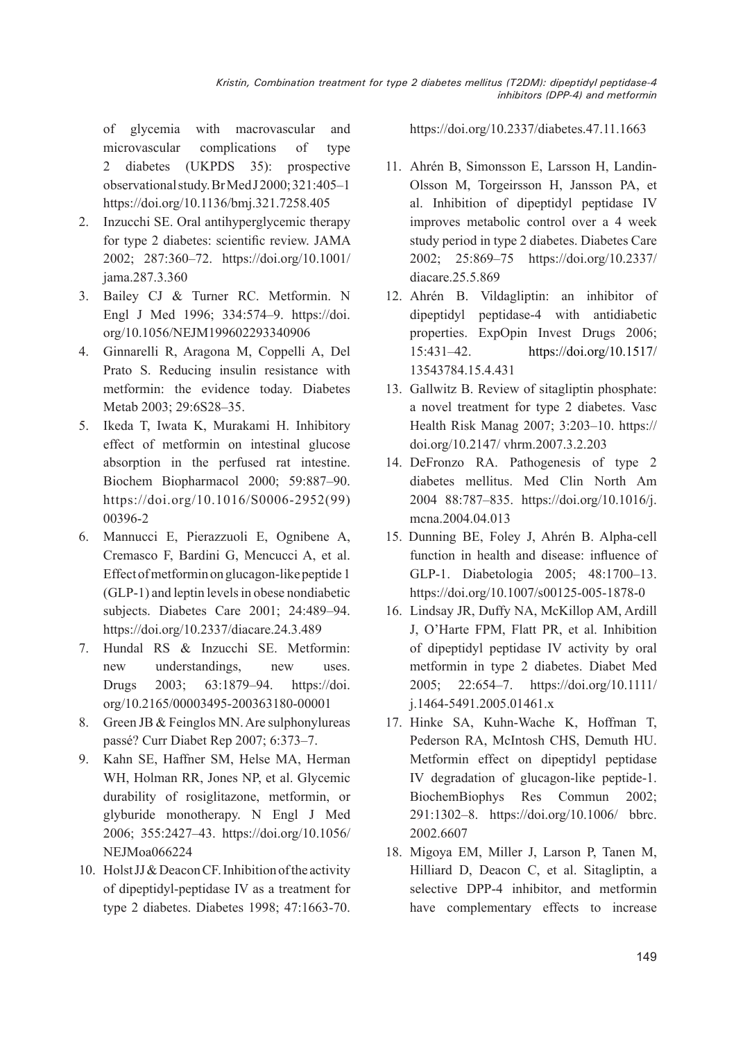of glycemia with macrovascular and microvascular complications of type 2 diabetes (UKPDS 35): prospective observational study. Br Med J 2000; 321:405–1 https://doi.org/10.1136/bmj.321.7258.405

2. Inzucchi SE. Oral antihyperglycemic therapy for type 2 diabetes: scientific review. JAMA 2002; 287:360–72. https://doi.org/10.1001/jama.287.3.360
3. Bailey CJ & Turner RC. Metformin. N Engl J Med 1996; 334:574–9. https://doi.org/10.1056/NEJM199602293340906
4. Ginnarelli R, Aragona M, Coppelli A, Del Prato S. Reducing insulin resistance with metformin: the evidence today. Diabetes Metab 2003; 29:6S28–35.
5. Ikeda T, Iwata K, Murakami H. Inhibitory effect of metformin on intestinal glucose absorption in the perfused rat intestine. Biochem Biopharmacol 2000; 59:887–90. https://doi.org/10.1016/S0006-2952(99)00396-2
6. Mannucci E, Pierazzuoli E, Ognibene A, Cremasco F, Bardini G, Mencucci A, et al. Effect of metformin on glucagon-like peptide 1 (GLP-1) and leptin levels in obese nondiabetic subjects. Diabetes Care 2001; 24:489–94. https://doi.org/10.2337/diacare.24.3.489
7. Hundal RS & Inzucchi SE. Metformin: new understandings, new uses. Drugs 2003; 63:1879–94. https://doi.org/10.2165/00003495-200363180-00001
8. Green JB & Feinglos MN. Are sulphonylureas passé? Curr Diabet Rep 2007; 6:373–7.
9. Kahn SE, Haffner SM, Helse MA, Herman WH, Holman RR, Jones NP, et al. Glycemic durability of rosiglitazone, metformin, or glyburide monotherapy. N Engl J Med 2006; 355:2427–43. https://doi.org/10.1056/NEJMoa066224
10. Holst JJ & Deacon CF. Inhibition of the activity of dipeptidyl-peptidase IV as a treatment for type 2 diabetes. Diabetes 1998; 47:1663-70. https://doi.org/10.2337/diabetes.47.11.1663
11. Ahrén B, Simonsson E, Larsson H, Landin-Olsson M, Torgeirsson H, Jansson PA, et al. Inhibition of dipeptidyl peptidase IV improves metabolic control over a 4 week study period in type 2 diabetes. Diabetes Care 2002; 25:869–75 https://doi.org/10.2337/diacare.25.5.869
12. Ahrén B. Vildagliptin: an inhibitor of dipeptidyl peptidase-4 with antidiabetic properties. ExpOpin Invest Drugs 2006; 15:431–42. https://doi.org/10.1517/13543784.15.4.431
13. Gallwitz B. Review of sitagliptin phosphate: a novel treatment for type 2 diabetes. Vasc Health Risk Manag 2007; 3:203–10. https://doi.org/10.2147/ vhrm.2007.3.2.203
14. DeFronzo RA. Pathogenesis of type 2 diabetes mellitus. Med Clin North Am 2004 88:787–835. https://doi.org/10.1016/j.mcna.2004.04.013
15. Dunning BE, Foley J, Ahrén B. Alpha-cell function in health and disease: influence of GLP-1. Diabetologia 2005; 48:1700–13. https://doi.org/10.1007/s00125-005-1878-0
16. Lindsay JR, Duffy NA, McKillop AM, Ardill J, O'Harte FPM, Flatt PR, et al. Inhibition of dipeptidyl peptidase IV activity by oral metformin in type 2 diabetes. Diabet Med 2005; 22:654–7. https://doi.org/10.1111/j.1464-5491.2005.01461.x
17. Hinke SA, Kuhn-Wache K, Hoffman T, Pederson RA, McIntosh CHS, Demuth HU. Metformin effect on dipeptidyl peptidase IV degradation of glucagon-like peptide-1. BiochemBiophys Res Commun 2002; 291:1302–8. https://doi.org/10.1006/ bbrc.2002.6607
18. Migoya EM, Miller J, Larson P, Tanen M, Hilliard D, Deacon C, et al. Sitagliptin, a selective DPP-4 inhibitor, and metformin have complementary effects to increase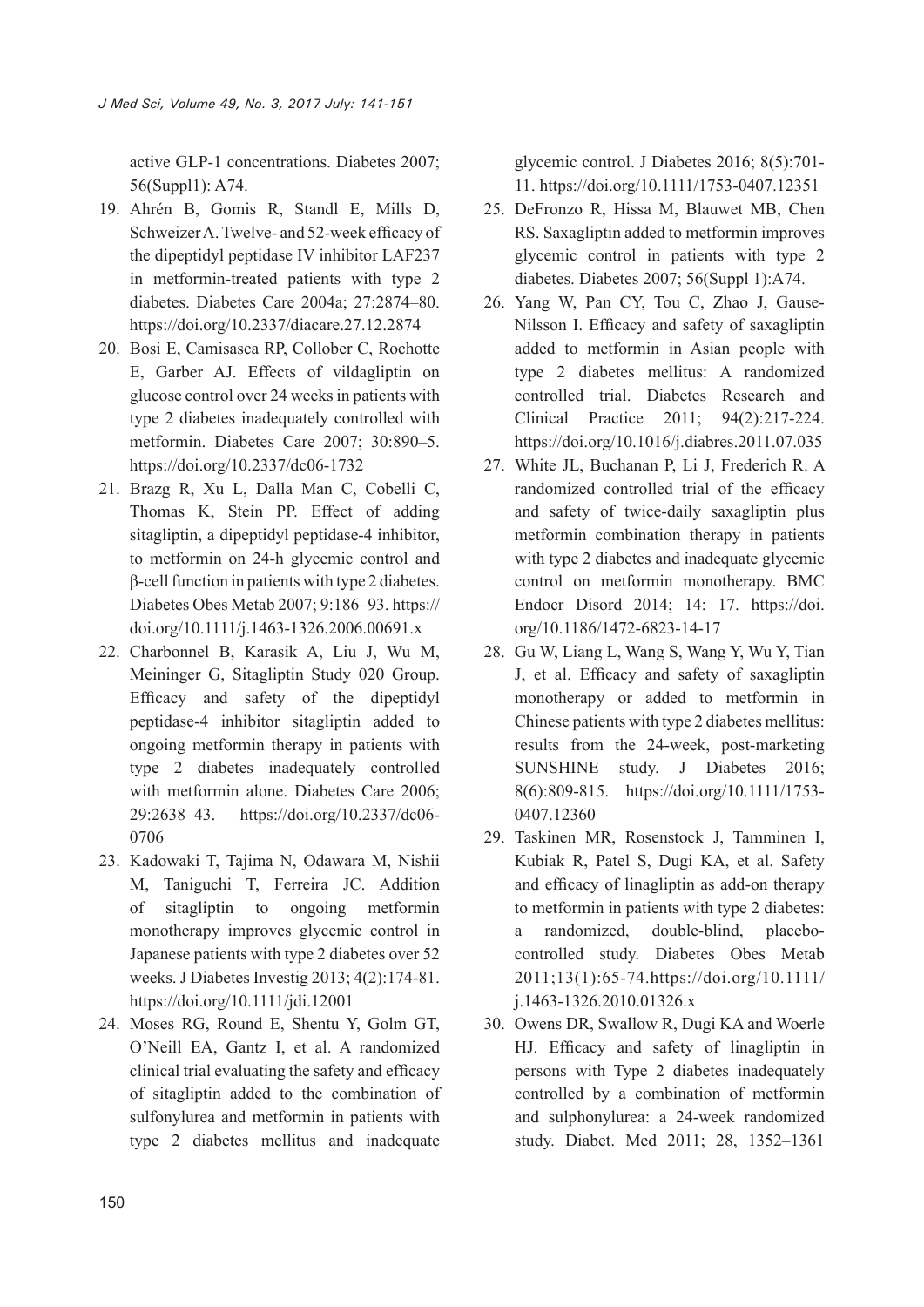active GLP-1 concentrations. Diabetes 2007; 56(Suppl1): A74.

19. Ahrén B, Gomis R, Standl E, Mills D, Schweizer A. Twelve- and 52-week efficacy of the dipeptidyl peptidase IV inhibitor LAF237 in metformin-treated patients with type 2 diabetes. Diabetes Care 2004a; 27:2874–80. https://doi.org/10.2337/diacare.27.12.2874
20. Bosi E, Camisasca RP, Collober C, Rochotte E, Garber AJ. Effects of vildagliptin on glucose control over 24 weeks in patients with type 2 diabetes inadequately controlled with metformin. Diabetes Care 2007; 30:890–5. https://doi.org/10.2337/dc06-1732
21. Brazg R, Xu L, Dalla Man C, Cobelli C, Thomas K, Stein PP. Effect of adding sitagliptin, a dipeptidyl peptidase-4 inhibitor, to metformin on 24-h glycemic control and β-cell function in patients with type 2 diabetes. Diabetes Obes Metab 2007; 9:186–93. https://doi.org/10.1111/j.1463-1326.2006.00691.x
22. Charbonnel B, Karasik A, Liu J, Wu M, Meininger G, Sitagliptin Study 020 Group. Efficacy and safety of the dipeptidyl peptidase-4 inhibitor sitagliptin added to ongoing metformin therapy in patients with type 2 diabetes inadequately controlled with metformin alone. Diabetes Care 2006; 29:2638–43. https://doi.org/10.2337/dc06-0706
23. Kadowaki T, Tajima N, Odawara M, Nishii M, Taniguchi T, Ferreira JC. Addition of sitagliptin to ongoing metformin monotherapy improves glycemic control in Japanese patients with type 2 diabetes over 52 weeks. J Diabetes Investig 2013; 4(2):174-81. https://doi.org/10.1111/jdi.12001
24. Moses RG, Round E, Shentu Y, Golm GT, O'Neill EA, Gantz I, et al. A randomized clinical trial evaluating the safety and efficacy of sitagliptin added to the combination of sulfonylurea and metformin in patients with type 2 diabetes mellitus and inadequate glycemic control. J Diabetes 2016; 8(5):701-11. https://doi.org/10.1111/1753-0407.12351
25. DeFronzo R, Hissa M, Blauwet MB, Chen RS. Saxagliptin added to metformin improves glycemic control in patients with type 2 diabetes. Diabetes 2007; 56(Suppl 1):A74.
26. Yang W, Pan CY, Tou C, Zhao J, Gause-Nilsson I. Efficacy and safety of saxagliptin added to metformin in Asian people with type 2 diabetes mellitus: A randomized controlled trial. Diabetes Research and Clinical Practice 2011; 94(2):217-224. https://doi.org/10.1016/j.diabres.2011.07.035
27. White JL, Buchanan P, Li J, Frederich R. A randomized controlled trial of the efficacy and safety of twice-daily saxagliptin plus metformin combination therapy in patients with type 2 diabetes and inadequate glycemic control on metformin monotherapy. BMC Endocr Disord 2014; 14: 17. https://doi.org/10.1186/1472-6823-14-17
28. Gu W, Liang L, Wang S, Wang Y, Wu Y, Tian J, et al. Efficacy and safety of saxagliptin monotherapy or added to metformin in Chinese patients with type 2 diabetes mellitus: results from the 24-week, post-marketing SUNSHINE study. J Diabetes 2016; 8(6):809-815. https://doi.org/10.1111/1753-0407.12360
29. Taskinen MR, Rosenstock J, Tamminen I, Kubiak R, Patel S, Dugi KA, et al. Safety and efficacy of linagliptin as add-on therapy to metformin in patients with type 2 diabetes: a randomized, double-blind, placebo-controlled study. Diabetes Obes Metab 2011;13(1):65-74.https://doi.org/10.1111/j.1463-1326.2010.01326.x
30. Owens DR, Swallow R, Dugi KA and Woerle HJ. Efficacy and safety of linagliptin in persons with Type 2 diabetes inadequately controlled by a combination of metformin and sulphonylurea: a 24-week randomized study. Diabet. Med 2011; 28, 1352–1361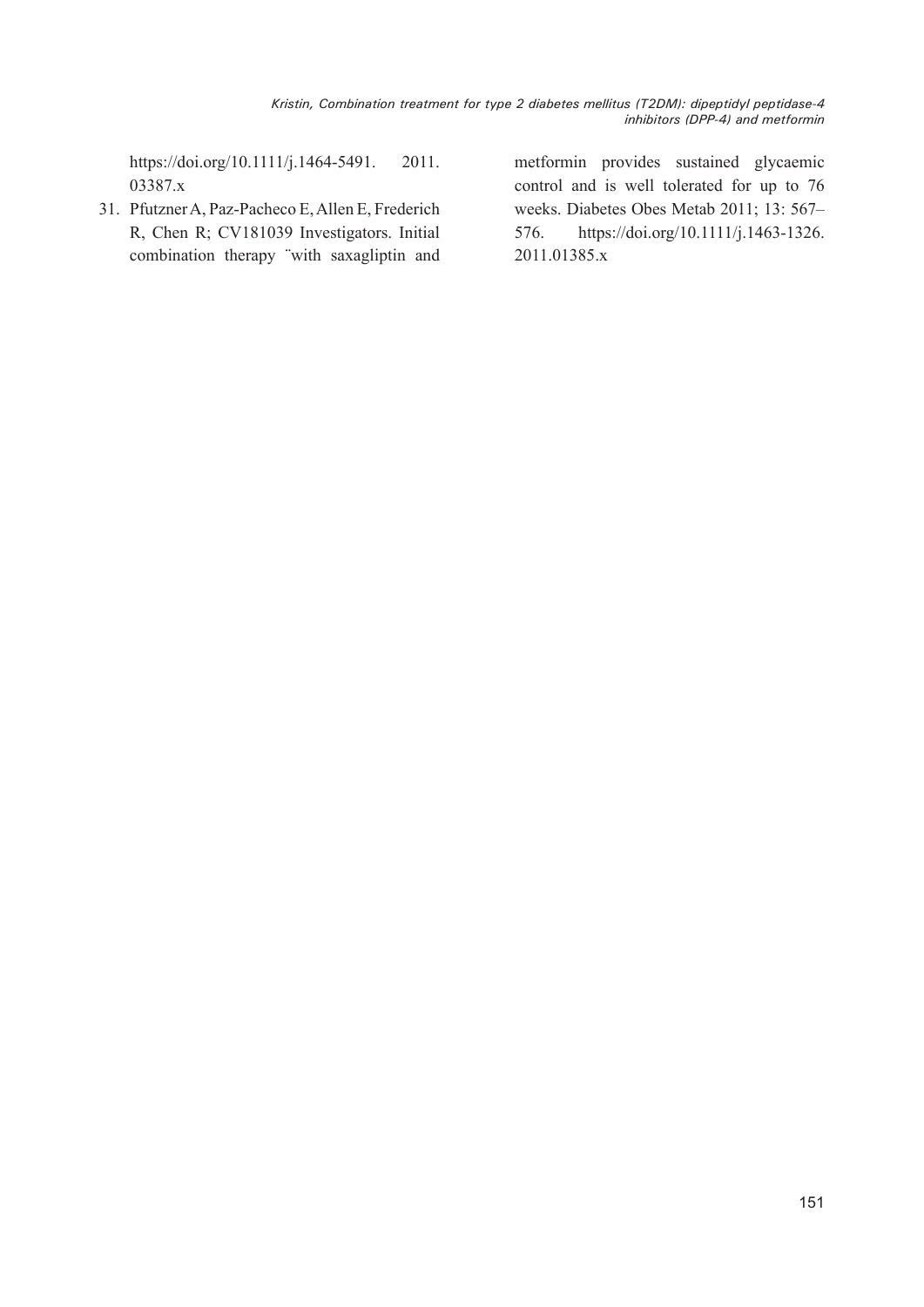https://doi.org/10.1111/j.1464-5491. 2011. 03387.x

31. Pfutzner A, Paz-Pacheco E, Allen E, Frederich R, Chen R; CV181039 Investigators. Initial combination therapy ̈with saxagliptin and metformin provides sustained glycaemic control and is well tolerated for up to 76 weeks. Diabetes Obes Metab 2011; 13: 567–576. https://doi.org/10.1111/j.1463-1326. 2011.01385.x